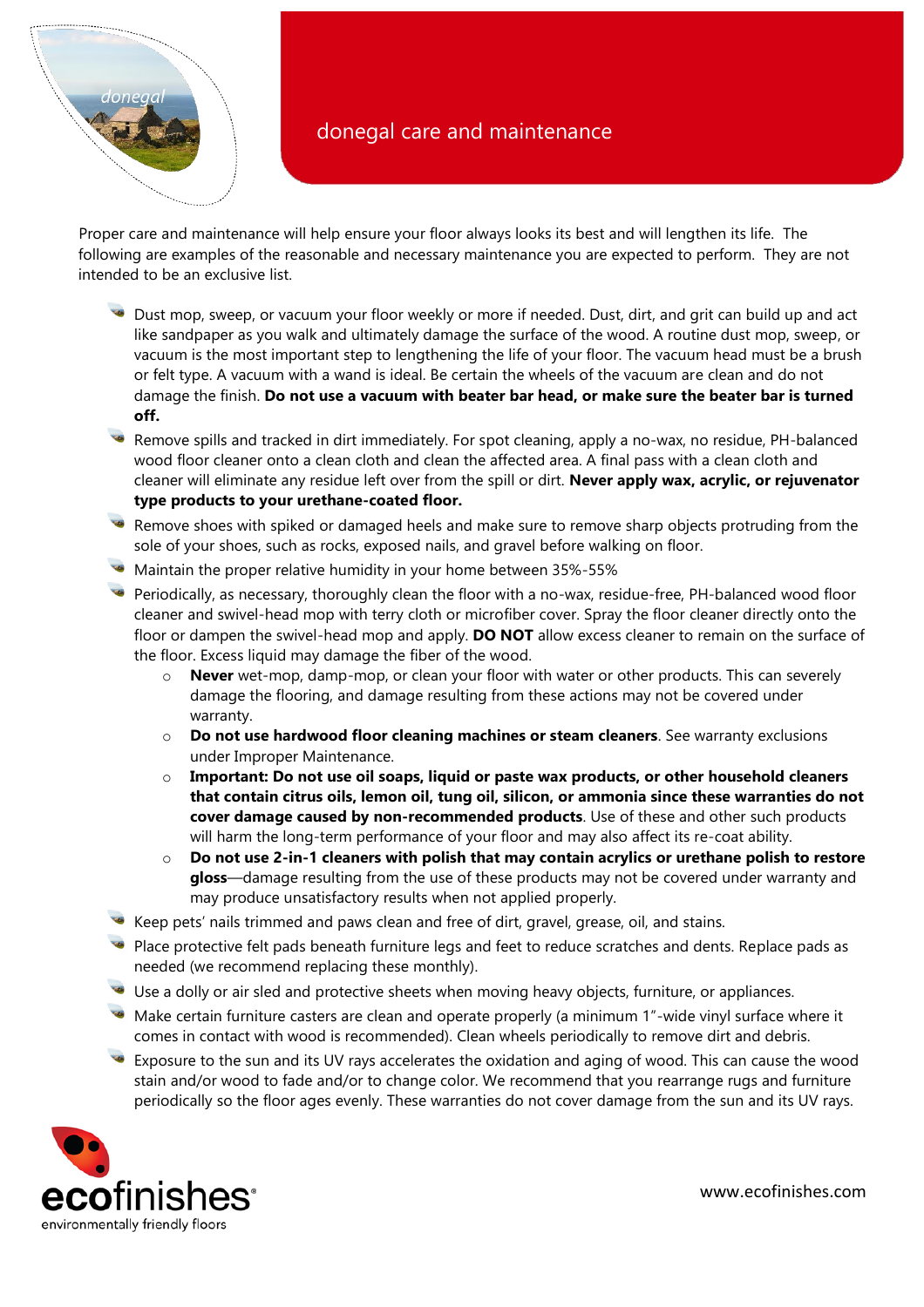# donegal care and maintenance

Proper care and maintenance will help ensure your floor always looks its best and will lengthen its life. The following are examples of the reasonable and necessary maintenance you are expected to perform. They are not intended to be an exclusive list.

- Dust mop, sweep, or vacuum your floor weekly or more if needed. Dust, dirt, and grit can build up and act like sandpaper as you walk and ultimately damage the surface of the wood. A routine dust mop, sweep, or vacuum is the most important step to lengthening the life of your floor. The vacuum head must be a brush or felt type. A vacuum with a wand is ideal. Be certain the wheels of the vacuum are clean and do not damage the finish. **Do not use a vacuum with beater bar head, or make sure the beater bar is turned off.**
- Remove spills and tracked in dirt immediately. For spot cleaning, apply a no-wax, no residue, PH-balanced wood floor cleaner onto a clean cloth and clean the affected area. A final pass with a clean cloth and cleaner will eliminate any residue left over from the spill or dirt. **Never apply wax, acrylic, or rejuvenator type products to your urethane-coated floor.**
- Remove shoes with spiked or damaged heels and make sure to remove sharp objects protruding from the sole of your shoes, such as rocks, exposed nails, and gravel before walking on floor.
- Maintain the proper relative humidity in your home between 35%-55%
- Periodically, as necessary, thoroughly clean the floor with a no-wax, residue-free, PH-balanced wood floor cleaner and swivel-head mop with terry cloth or microfiber cover. Spray the floor cleaner directly onto the floor or dampen the swivel-head mop and apply. **DO NOT** allow excess cleaner to remain on the surface of the floor. Excess liquid may damage the fiber of the wood.
  - **Never** wet-mop, damp-mop, or clean your floor with water or other products. This can severely damage the flooring, and damage resulting from these actions may not be covered under warranty.
  - **Do not use hardwood floor cleaning machines or steam cleaners**. See warranty exclusions under Improper Maintenance.
  - **Important: Do not use oil soaps, liquid or paste wax products, or other household cleaners that contain citrus oils, lemon oil, tung oil, silicon, or ammonia since these warranties do not cover damage caused by non-recommended products**. Use of these and other such products will harm the long-term performance of your floor and may also affect its re-coat ability.
  - **Do not use 2-in-1 cleaners with polish that may contain acrylics or urethane polish to restore gloss**—damage resulting from the use of these products may not be covered under warranty and may produce unsatisfactory results when not applied properly.
- Keep pets' nails trimmed and paws clean and free of dirt, gravel, grease, oil, and stains.
- Place protective felt pads beneath furniture legs and feet to reduce scratches and dents. Replace pads as needed (we recommend replacing these monthly).
- Use a dolly or air sled and protective sheets when moving heavy objects, furniture, or appliances.
- Make certain furniture casters are clean and operate properly (a minimum 1"-wide vinyl surface where it comes in contact with wood is recommended). Clean wheels periodically to remove dirt and debris.
- Exposure to the sun and its UV rays accelerates the oxidation and aging of wood. This can cause the wood stain and/or wood to fade and/or to change color. We recommend that you rearrange rugs and furniture periodically so the floor ages evenly. These warranties do not cover damage from the sun and its UV rays.

ecofinishes
environmentally friendly floors

www.ecofinishes.com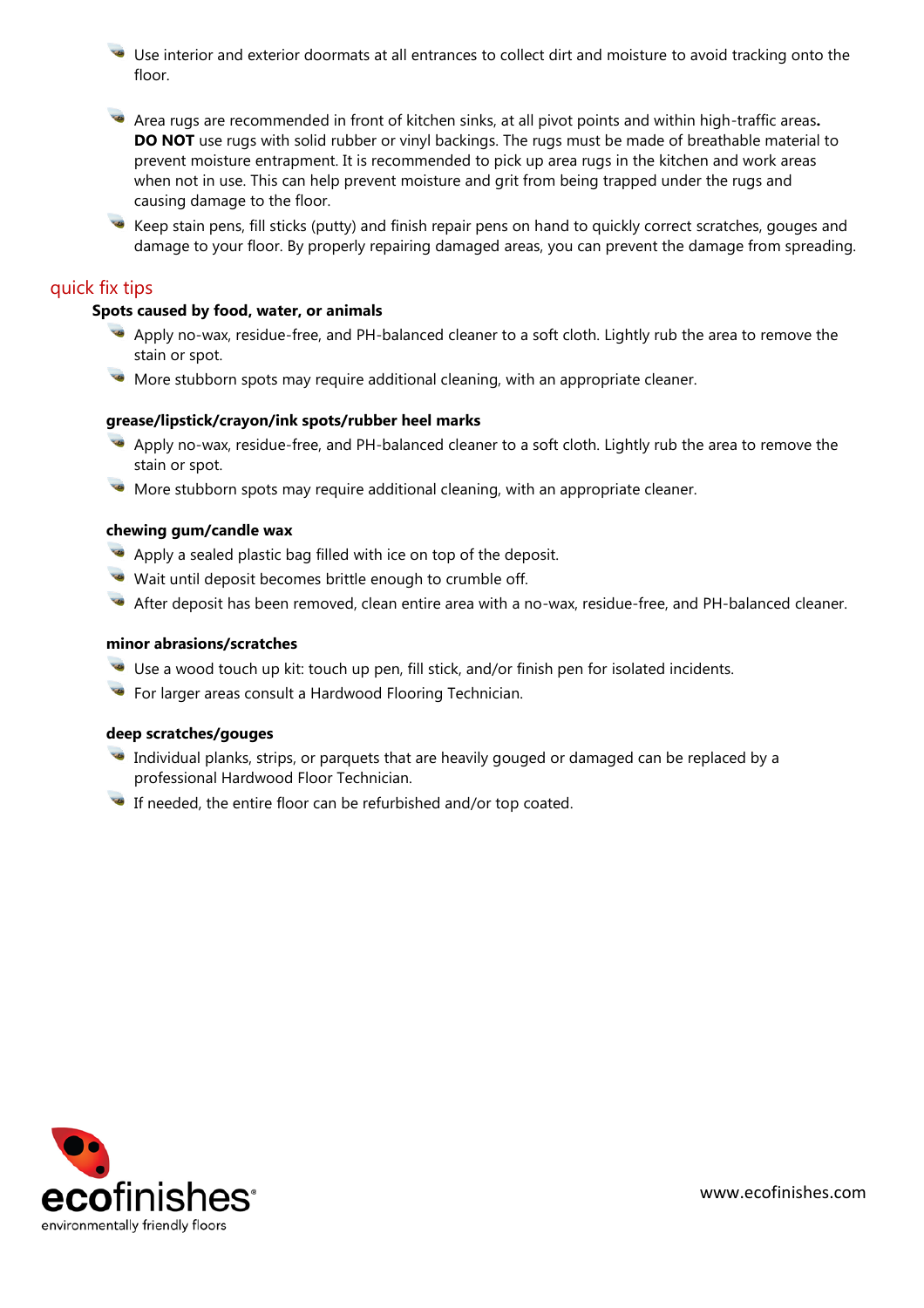- Use interior and exterior doormats at all entrances to collect dirt and moisture to avoid tracking onto the floor.

- Area rugs are recommended in front of kitchen sinks, at all pivot points and within high-traffic areas. **DO NOT** use rugs with solid rubber or vinyl backings. The rugs must be made of breathable material to prevent moisture entrapment. It is recommended to pick up area rugs in the kitchen and work areas when not in use. This can help prevent moisture and grit from being trapped under the rugs and causing damage to the floor.
- Keep stain pens, fill sticks (putty) and finish repair pens on hand to quickly correct scratches, gouges and damage to your floor. By properly repairing damaged areas, you can prevent the damage from spreading.

## quick fix tips

**Spots caused by food, water, or animals**

- Apply no-wax, residue-free, and PH-balanced cleaner to a soft cloth. Lightly rub the area to remove the stain or spot.
- More stubborn spots may require additional cleaning, with an appropriate cleaner.

**grease/lipstick/crayon/ink spots/rubber heel marks**

- Apply no-wax, residue-free, and PH-balanced cleaner to a soft cloth. Lightly rub the area to remove the stain or spot.
- More stubborn spots may require additional cleaning, with an appropriate cleaner.

**chewing gum/candle wax**

- Apply a sealed plastic bag filled with ice on top of the deposit.
- Wait until deposit becomes brittle enough to crumble off.
- After deposit has been removed, clean entire area with a no-wax, residue-free, and PH-balanced cleaner.

**minor abrasions/scratches**

- Use a wood touch up kit: touch up pen, fill stick, and/or finish pen for isolated incidents.
- For larger areas consult a Hardwood Flooring Technician.

**deep scratches/gouges**

- Individual planks, strips, or parquets that are heavily gouged or damaged can be replaced by a professional Hardwood Floor Technician.
- If needed, the entire floor can be refurbished and/or top coated.

ecofinishes®
environmentally friendly floors

www.ecofinishes.com